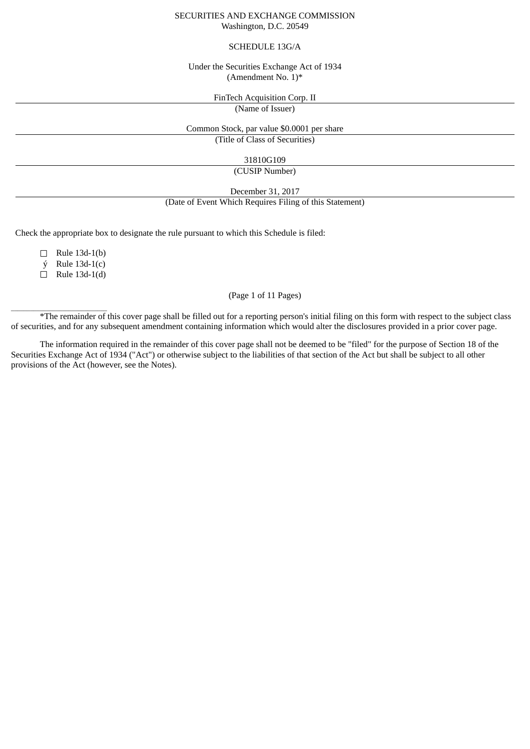SECURITIES AND EXCHANGE COMMISSION
Washington, D.C. 20549

SCHEDULE 13G/A

Under the Securities Exchange Act of 1934
(Amendment No. 1)*

FinTech Acquisition Corp. II
(Name of Issuer)

Common Stock, par value $0.0001 per share
(Title of Class of Securities)

31810G109
(CUSIP Number)

December 31, 2017
(Date of Event Which Requires Filing of this Statement)

Check the appropriate box to designate the rule pursuant to which this Schedule is filed:

- ☐ Rule 13d-1(b)
- ý Rule 13d-1(c)
- ☐ Rule 13d-1(d)

(Page 1 of 11 Pages)

---

*The remainder of this cover page shall be filled out for a reporting person's initial filing on this form with respect to the subject class of securities, and for any subsequent amendment containing information which would alter the disclosures provided in a prior cover page.

The information required in the remainder of this cover page shall not be deemed to be "filed" for the purpose of Section 18 of the Securities Exchange Act of 1934 ("Act") or otherwise subject to the liabilities of that section of the Act but shall be subject to all other provisions of the Act (however, see the Notes).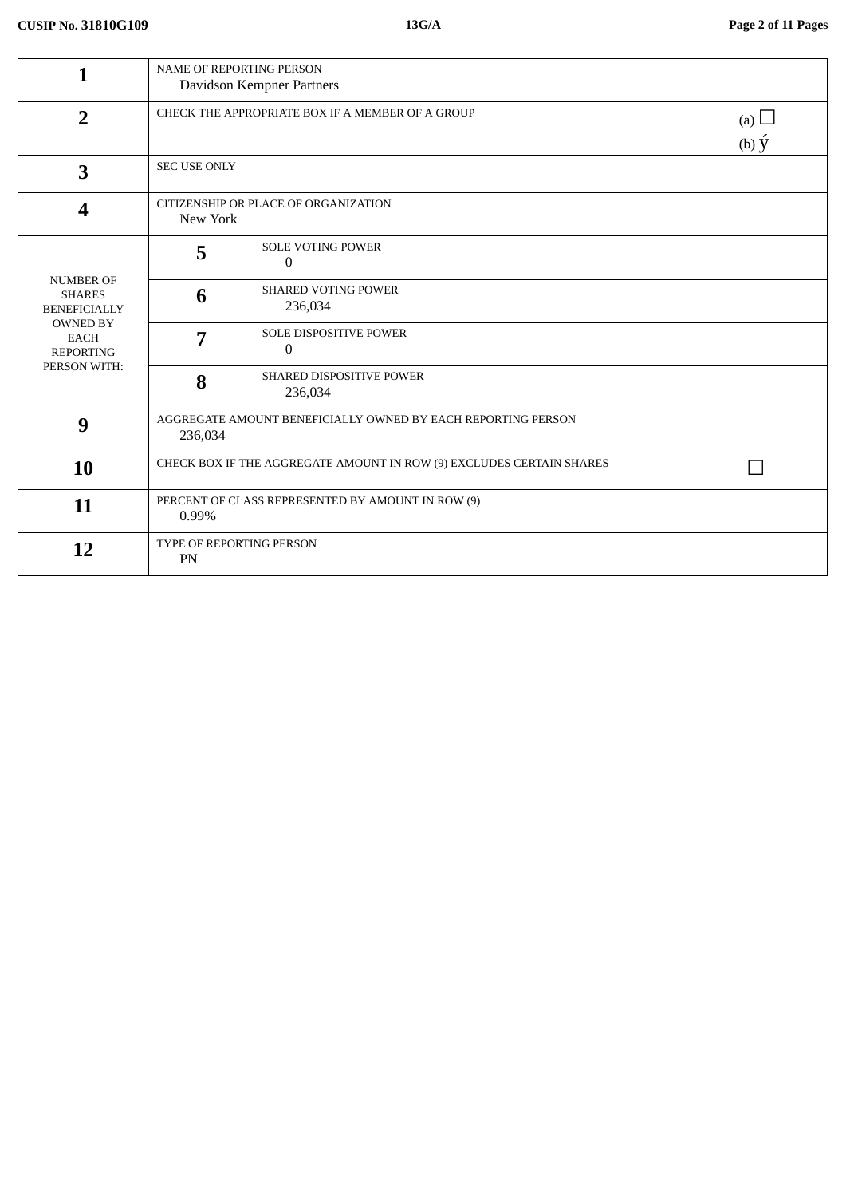CUSIP No. 31810G109 | 13G/A

| | | |
|---|---|---|
| 1 | NAME OF REPORTING PERSON<br>Davidson Kempner Partners | |
| 2 | CHECK THE APPROPRIATE BOX IF A MEMBER OF A GROUP | (a) ☐<br>(b) ý |
| 3 | SEC USE ONLY | |
| 4 | CITIZENSHIP OR PLACE OF ORGANIZATION<br>New York | |
| NUMBER OF SHARES BENEFICIALLY OWNED BY EACH REPORTING PERSON WITH: | 5 | SOLE VOTING POWER<br>0 |
| | 6 | SHARED VOTING POWER<br>236,034 |
| | 7 | SOLE DISPOSITIVE POWER<br>0 |
| | 8 | SHARED DISPOSITIVE POWER<br>236,034 |
| 9 | AGGREGATE AMOUNT BENEFICIALLY OWNED BY EACH REPORTING PERSON<br>236,034 | |
| 10 | CHECK BOX IF THE AGGREGATE AMOUNT IN ROW (9) EXCLUDES CERTAIN SHARES | ☐ |
| 11 | PERCENT OF CLASS REPRESENTED BY AMOUNT IN ROW (9)<br>0.99% | |
| 12 | TYPE OF REPORTING PERSON<br>PN | |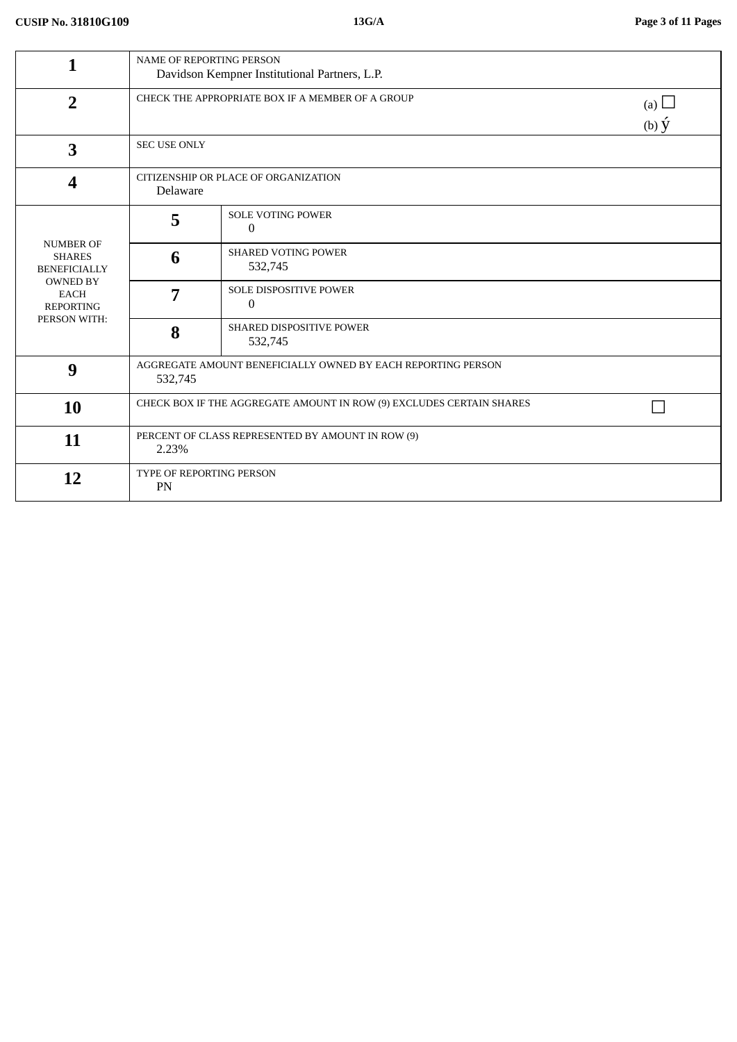| 1 | NAME OF REPORTING PERSON<br>Davidson Kempner Institutional Partners, L.P. | |
|---|---|---|
| 2 | CHECK THE APPROPRIATE BOX IF A MEMBER OF A GROUP | (a) ☐<br>(b) ý |
| 3 | SEC USE ONLY | |
| 4 | CITIZENSHIP OR PLACE OF ORGANIZATION<br>Delaware | |
| NUMBER OF SHARES BENEFICIALLY OWNED BY EACH REPORTING PERSON WITH: | 5 | SOLE VOTING POWER<br>0 |
| | 6 | SHARED VOTING POWER<br>532,745 |
| | 7 | SOLE DISPOSITIVE POWER<br>0 |
| | 8 | SHARED DISPOSITIVE POWER<br>532,745 |
| 9 | AGGREGATE AMOUNT BENEFICIALLY OWNED BY EACH REPORTING PERSON<br>532,745 | |
| 10 | CHECK BOX IF THE AGGREGATE AMOUNT IN ROW (9) EXCLUDES CERTAIN SHARES | ☐ |
| 11 | PERCENT OF CLASS REPRESENTED BY AMOUNT IN ROW (9)<br>2.23% | |
| 12 | TYPE OF REPORTING PERSON<br>PN | |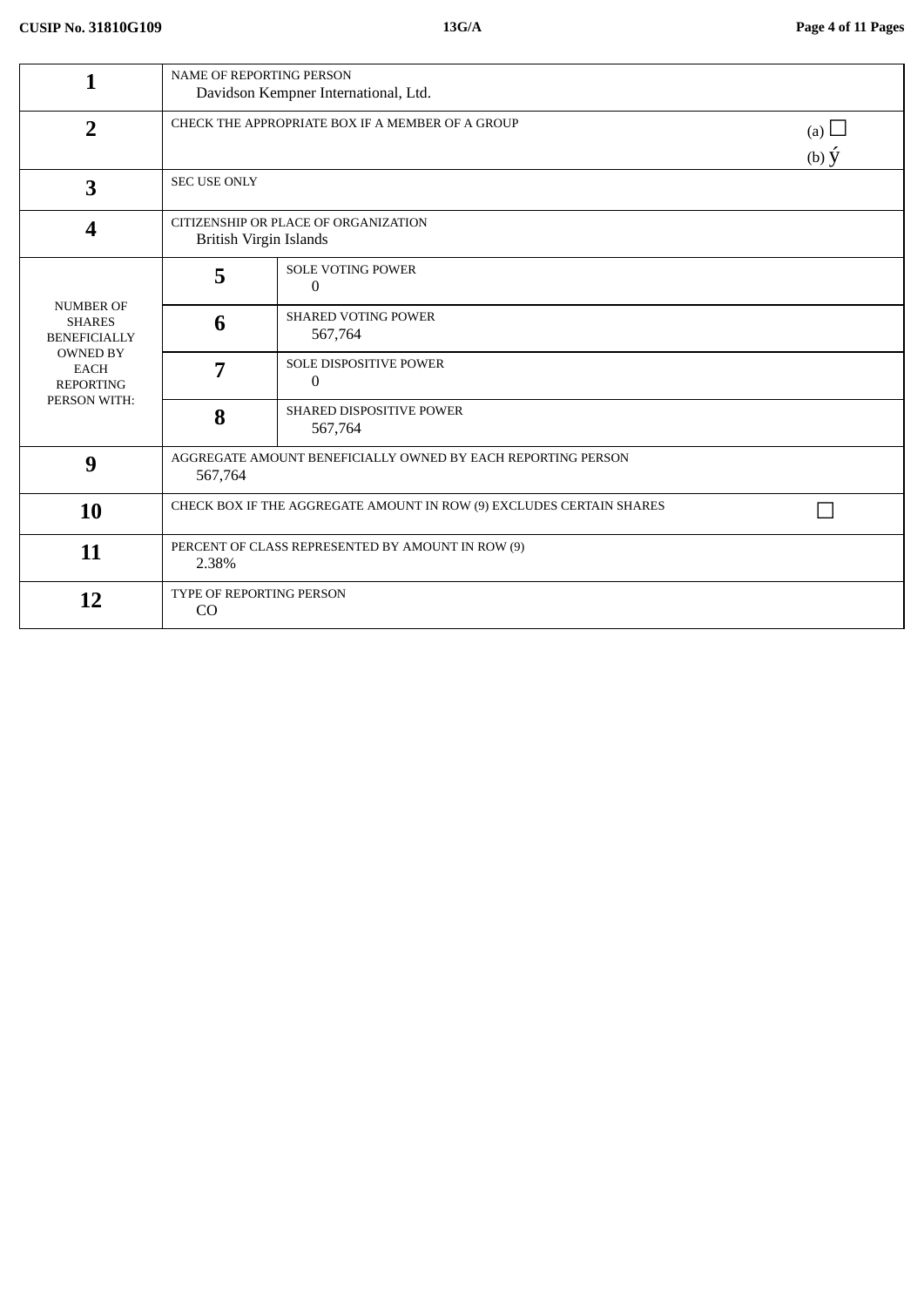| | | | |
|---|---|---|---|
| 1 | NAME OF REPORTING PERSON<br>Davidson Kempner International, Ltd. | | |
| 2 | CHECK THE APPROPRIATE BOX IF A MEMBER OF A GROUP | | (a) ☐<br>(b) ý |
| 3 | SEC USE ONLY | | |
| 4 | CITIZENSHIP OR PLACE OF ORGANIZATION<br>British Virgin Islands | | |
| NUMBER OF SHARES BENEFICIALLY OWNED BY EACH REPORTING PERSON WITH: | 5 | SOLE VOTING POWER<br>0 | |
| | 6 | SHARED VOTING POWER<br>567,764 | |
| | 7 | SOLE DISPOSITIVE POWER<br>0 | |
| | 8 | SHARED DISPOSITIVE POWER<br>567,764 | |
| 9 | AGGREGATE AMOUNT BENEFICIALLY OWNED BY EACH REPORTING PERSON<br>567,764 | | |
| 10 | CHECK BOX IF THE AGGREGATE AMOUNT IN ROW (9) EXCLUDES CERTAIN SHARES | | ☐ |
| 11 | PERCENT OF CLASS REPRESENTED BY AMOUNT IN ROW (9)<br>2.38% | | |
| 12 | TYPE OF REPORTING PERSON<br>CO | | |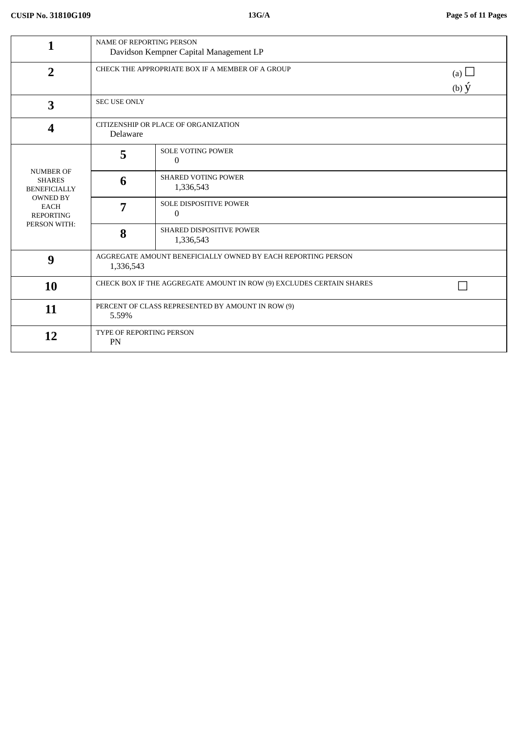| | | | |
|---|---|---|---|
| 1 | NAME OF REPORTING PERSON<br>Davidson Kempner Capital Management LP | | |
| 2 | CHECK THE APPROPRIATE BOX IF A MEMBER OF A GROUP | | (a) ☐<br>(b) ý |
| 3 | SEC USE ONLY | | |
| 4 | CITIZENSHIP OR PLACE OF ORGANIZATION<br>Delaware | | |
| NUMBER OF SHARES BENEFICIALLY OWNED BY EACH REPORTING PERSON WITH: | 5 | SOLE VOTING POWER<br>0 | |
| | 6 | SHARED VOTING POWER<br>1,336,543 | |
| | 7 | SOLE DISPOSITIVE POWER<br>0 | |
| | 8 | SHARED DISPOSITIVE POWER<br>1,336,543 | |
| 9 | AGGREGATE AMOUNT BENEFICIALLY OWNED BY EACH REPORTING PERSON<br>1,336,543 | | |
| 10 | CHECK BOX IF THE AGGREGATE AMOUNT IN ROW (9) EXCLUDES CERTAIN SHARES | | ☐ |
| 11 | PERCENT OF CLASS REPRESENTED BY AMOUNT IN ROW (9)<br>5.59% | | |
| 12 | TYPE OF REPORTING PERSON<br>PN | | |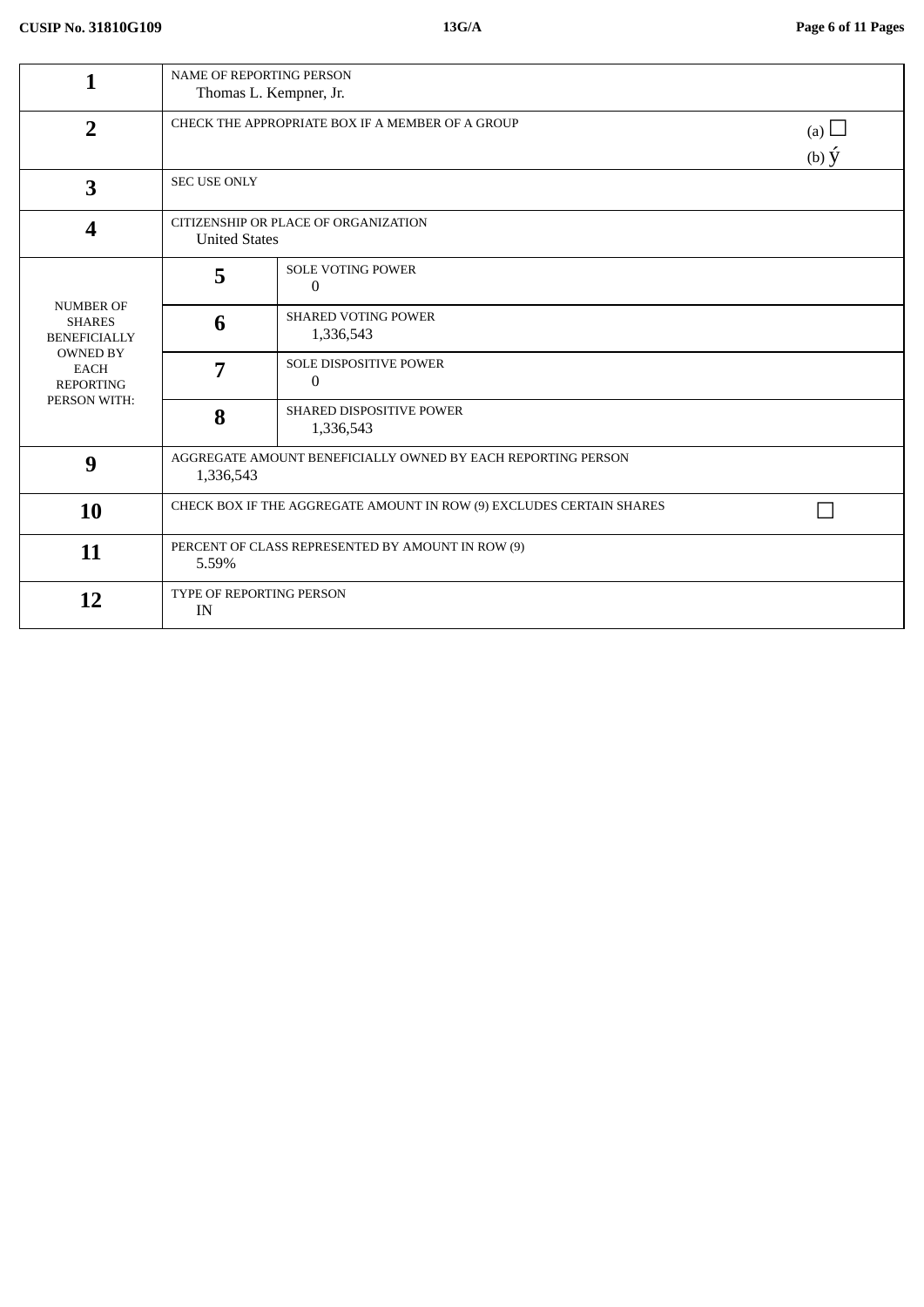| | | | |
|---|---|---|---|
| **1** | NAME OF REPORTING PERSON<br>Thomas L. Kempner, Jr. | | |
| **2** | CHECK THE APPROPRIATE BOX IF A MEMBER OF A GROUP | | (a) ☐<br>(b) ý |
| **3** | SEC USE ONLY | | |
| **4** | CITIZENSHIP OR PLACE OF ORGANIZATION<br>United States | | |
| NUMBER OF SHARES BENEFICIALLY OWNED BY EACH REPORTING PERSON WITH: | **5** | SOLE VOTING POWER<br>0 | |
| | **6** | SHARED VOTING POWER<br>1,336,543 | |
| | **7** | SOLE DISPOSITIVE POWER<br>0 | |
| | **8** | SHARED DISPOSITIVE POWER<br>1,336,543 | |
| **9** | AGGREGATE AMOUNT BENEFICIALLY OWNED BY EACH REPORTING PERSON<br>1,336,543 | | |
| **10** | CHECK BOX IF THE AGGREGATE AMOUNT IN ROW (9) EXCLUDES CERTAIN SHARES | | ☐ |
| **11** | PERCENT OF CLASS REPRESENTED BY AMOUNT IN ROW (9)<br>5.59% | | |
| **12** | TYPE OF REPORTING PERSON<br>IN | | |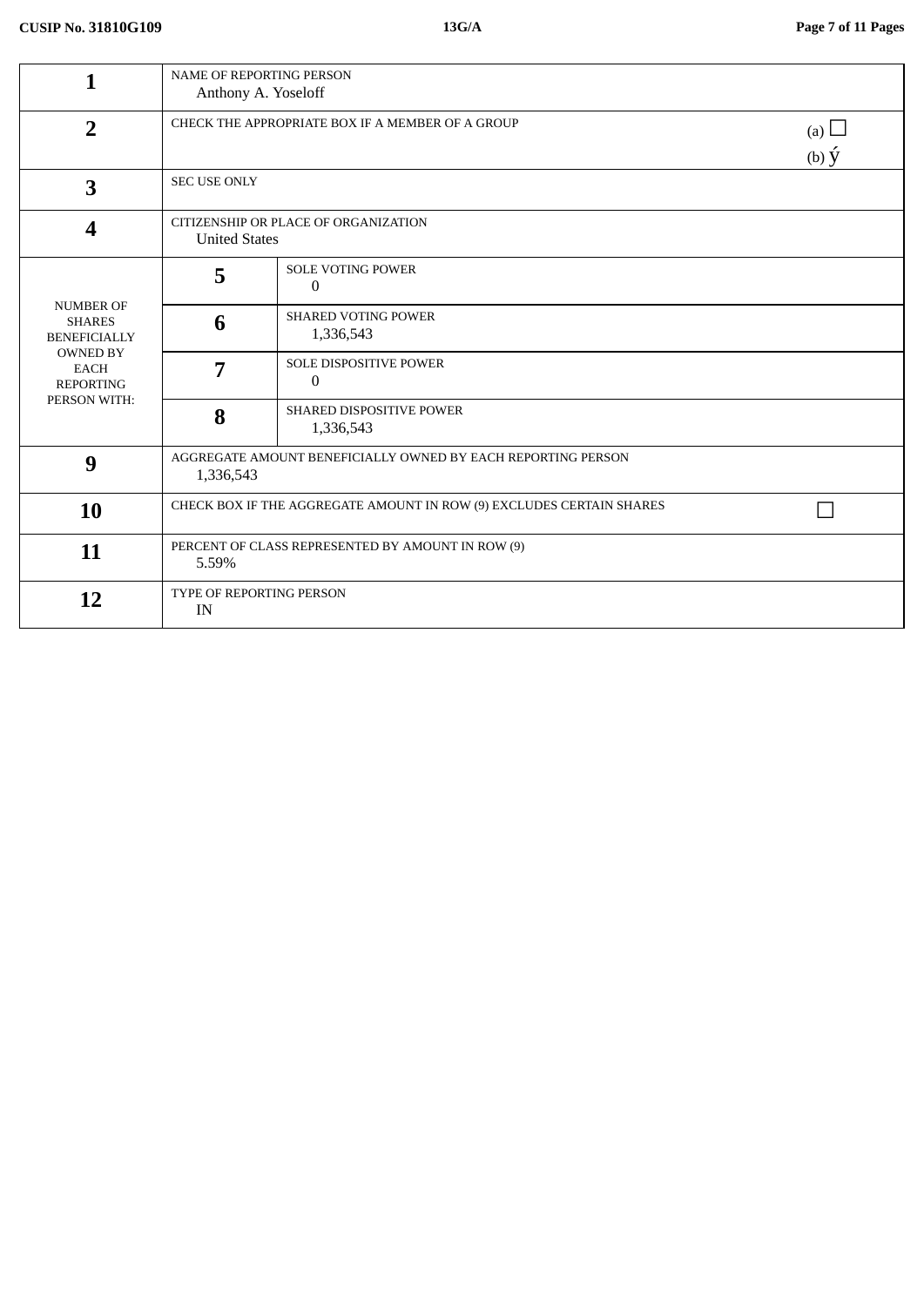| | | | |
|---|---|---|---|
| **1** | NAME OF REPORTING PERSON<br>Anthony A. Yoseloff | | |
| **2** | CHECK THE APPROPRIATE BOX IF A MEMBER OF A GROUP | | (a) ☐<br>(b) ý |
| **3** | SEC USE ONLY | | |
| **4** | CITIZENSHIP OR PLACE OF ORGANIZATION<br>United States | | |
| NUMBER OF SHARES BENEFICIALLY OWNED BY EACH REPORTING PERSON WITH: | **5** | SOLE VOTING POWER<br>0 | |
| | **6** | SHARED VOTING POWER<br>1,336,543 | |
| | **7** | SOLE DISPOSITIVE POWER<br>0 | |
| | **8** | SHARED DISPOSITIVE POWER<br>1,336,543 | |
| **9** | AGGREGATE AMOUNT BENEFICIALLY OWNED BY EACH REPORTING PERSON<br>1,336,543 | | |
| **10** | CHECK BOX IF THE AGGREGATE AMOUNT IN ROW (9) EXCLUDES CERTAIN SHARES | | ☐ |
| **11** | PERCENT OF CLASS REPRESENTED BY AMOUNT IN ROW (9)<br>5.59% | | |
| **12** | TYPE OF REPORTING PERSON<br>IN | | |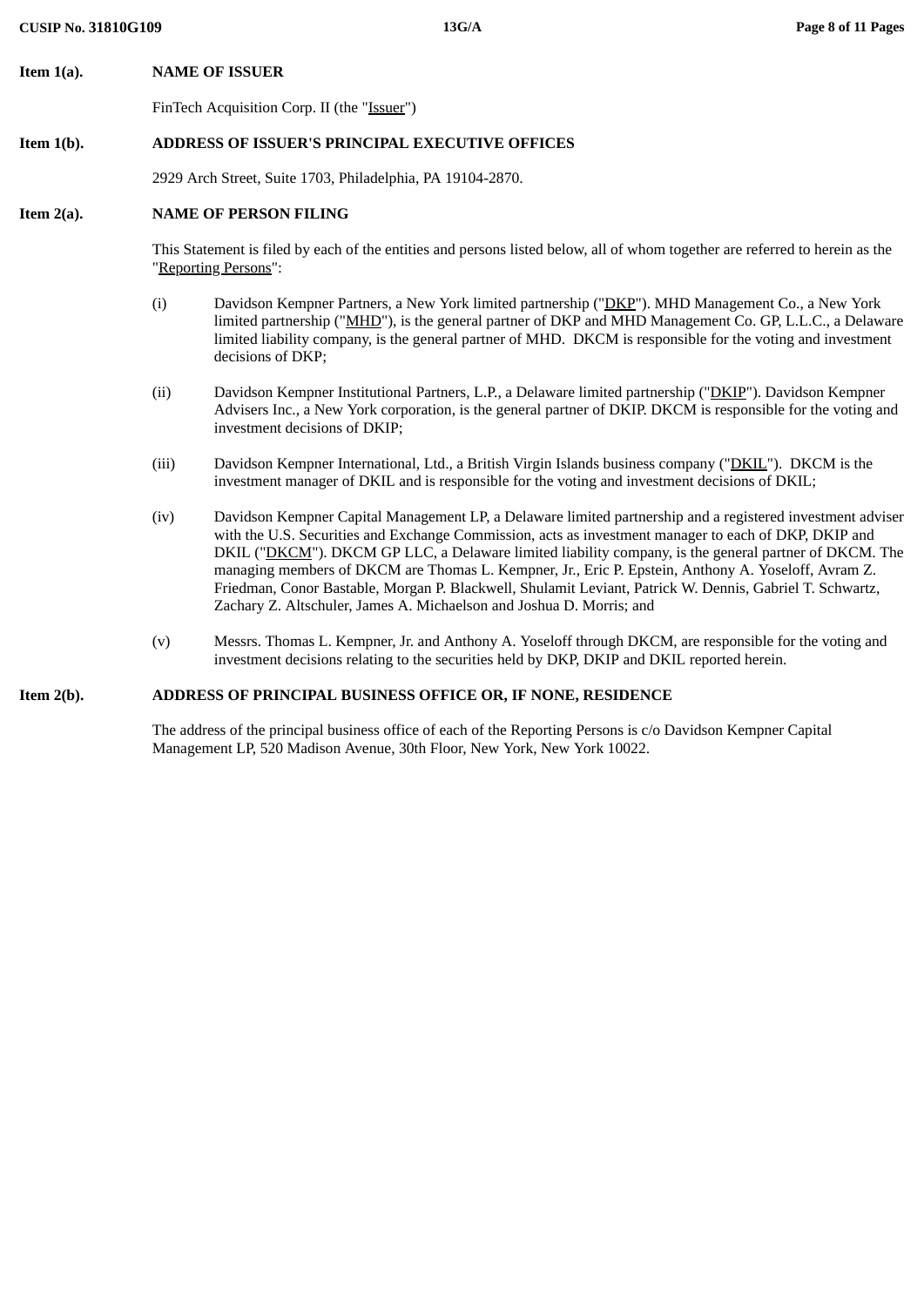**Item 1(a).** **NAME OF ISSUER**

FinTech Acquisition Corp. II (the "Issuer")

**Item 1(b).** **ADDRESS OF ISSUER'S PRINCIPAL EXECUTIVE OFFICES**

2929 Arch Street, Suite 1703, Philadelphia, PA 19104-2870.

**Item 2(a).** **NAME OF PERSON FILING**

This Statement is filed by each of the entities and persons listed below, all of whom together are referred to herein as the "Reporting Persons":

(i) Davidson Kempner Partners, a New York limited partnership ("DKP"). MHD Management Co., a New York limited partnership ("MHD"), is the general partner of DKP and MHD Management Co. GP, L.L.C., a Delaware limited liability company, is the general partner of MHD. DKCM is responsible for the voting and investment decisions of DKP;

(ii) Davidson Kempner Institutional Partners, L.P., a Delaware limited partnership ("DKIP"). Davidson Kempner Advisers Inc., a New York corporation, is the general partner of DKIP. DKCM is responsible for the voting and investment decisions of DKIP;

(iii) Davidson Kempner International, Ltd., a British Virgin Islands business company ("DKIL"). DKCM is the investment manager of DKIL and is responsible for the voting and investment decisions of DKIL;

(iv) Davidson Kempner Capital Management LP, a Delaware limited partnership and a registered investment adviser with the U.S. Securities and Exchange Commission, acts as investment manager to each of DKP, DKIP and DKIL ("DKCM"). DKCM GP LLC, a Delaware limited liability company, is the general partner of DKCM. The managing members of DKCM are Thomas L. Kempner, Jr., Eric P. Epstein, Anthony A. Yoseloff, Avram Z. Friedman, Conor Bastable, Morgan P. Blackwell, Shulamit Leviant, Patrick W. Dennis, Gabriel T. Schwartz, Zachary Z. Altschuler, James A. Michaelson and Joshua D. Morris; and

(v) Messrs. Thomas L. Kempner, Jr. and Anthony A. Yoseloff through DKCM, are responsible for the voting and investment decisions relating to the securities held by DKP, DKIP and DKIL reported herein.

**Item 2(b).** **ADDRESS OF PRINCIPAL BUSINESS OFFICE OR, IF NONE, RESIDENCE**

The address of the principal business office of each of the Reporting Persons is c/o Davidson Kempner Capital Management LP, 520 Madison Avenue, 30th Floor, New York, New York 10022.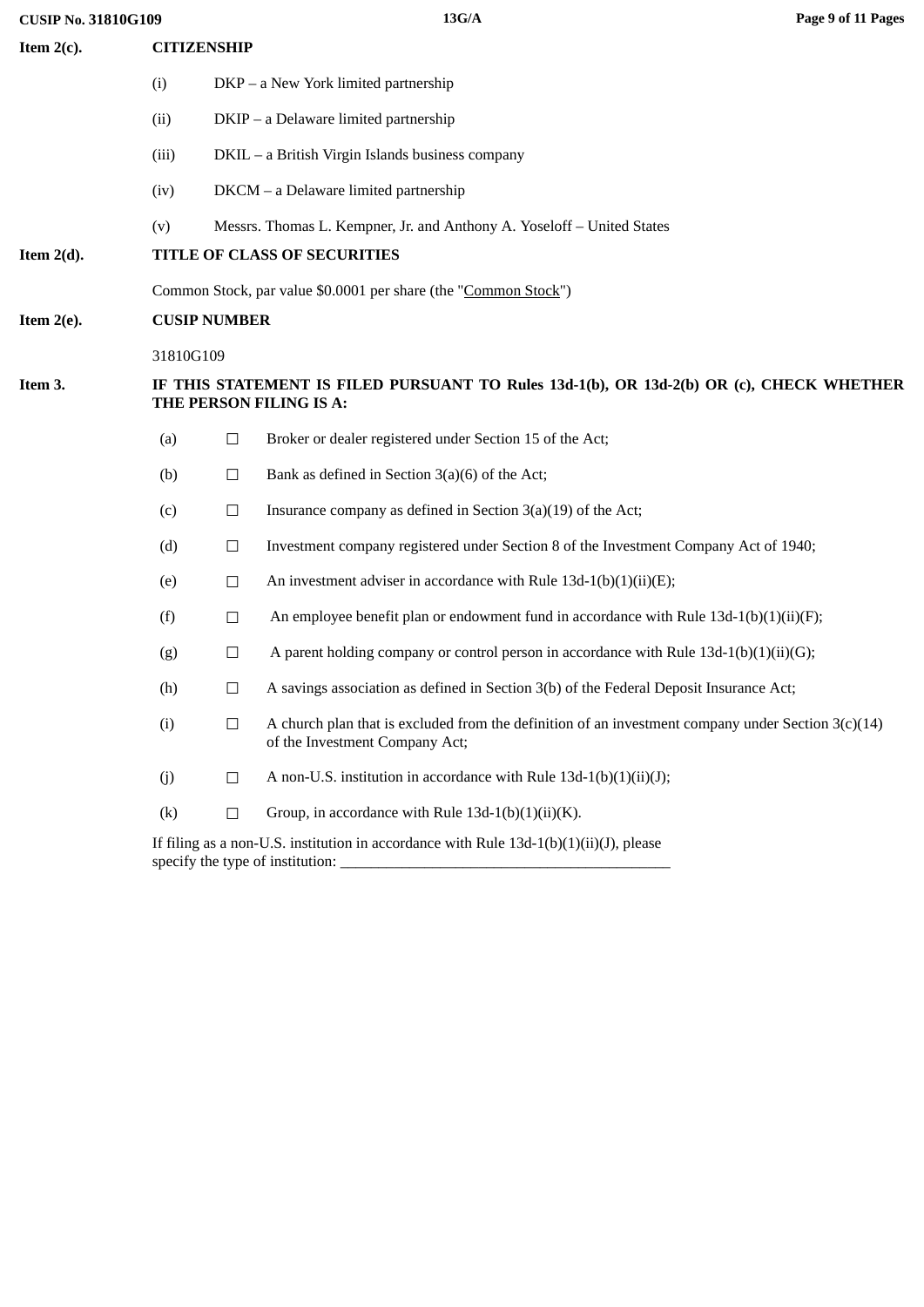**Item 2(c).** **CITIZENSHIP**

(i) DKP – a New York limited partnership

(ii) DKIP – a Delaware limited partnership

(iii) DKIL – a British Virgin Islands business company

(iv) DKCM – a Delaware limited partnership

(v) Messrs. Thomas L. Kempner, Jr. and Anthony A. Yoseloff – United States

**Item 2(d).** **TITLE OF CLASS OF SECURITIES**

Common Stock, par value $0.0001 per share (the "Common Stock")

**Item 2(e).** **CUSIP NUMBER**

31810G109

**Item 3.** **IF THIS STATEMENT IS FILED PURSUANT TO Rules 13d-1(b), OR 13d-2(b) OR (c), CHECK WHETHER THE PERSON FILING IS A:**

(a) ☐ Broker or dealer registered under Section 15 of the Act;

(b) ☐ Bank as defined in Section 3(a)(6) of the Act;

(c) ☐ Insurance company as defined in Section 3(a)(19) of the Act;

(d) ☐ Investment company registered under Section 8 of the Investment Company Act of 1940;

(e) ☐ An investment adviser in accordance with Rule 13d-1(b)(1)(ii)(E);

(f) ☐ An employee benefit plan or endowment fund in accordance with Rule 13d-1(b)(1)(ii)(F);

(g) ☐ A parent holding company or control person in accordance with Rule 13d-1(b)(1)(ii)(G);

(h) ☐ A savings association as defined in Section 3(b) of the Federal Deposit Insurance Act;

(i) ☐ A church plan that is excluded from the definition of an investment company under Section 3(c)(14) of the Investment Company Act;

(j) ☐ A non-U.S. institution in accordance with Rule 13d-1(b)(1)(ii)(J);

(k) ☐ Group, in accordance with Rule 13d-1(b)(1)(ii)(K).

If filing as a non-U.S. institution in accordance with Rule 13d-1(b)(1)(ii)(J), please specify the type of institution: ___________________________________________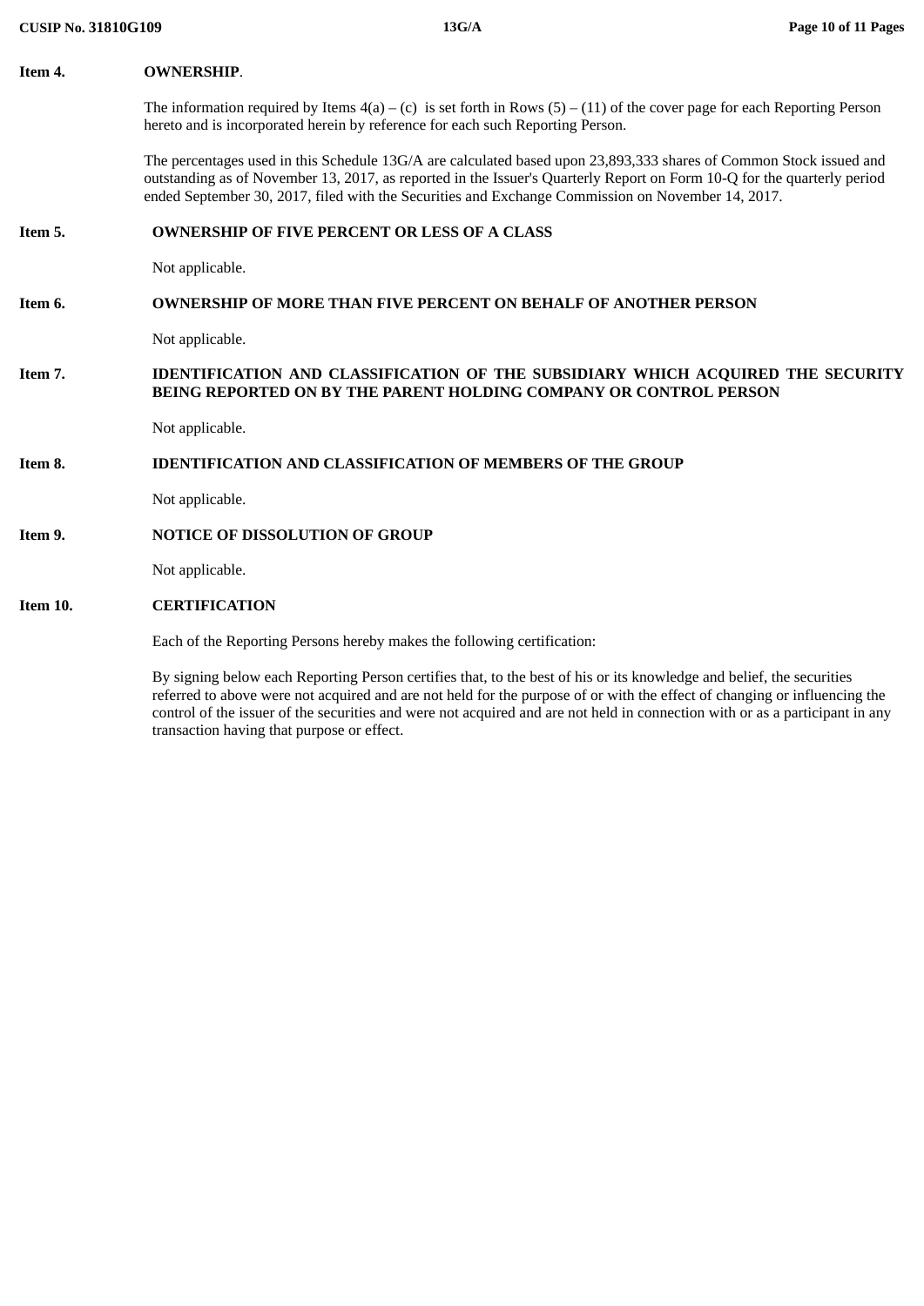**Item 4. OWNERSHIP**.

The information required by Items 4(a) – (c) is set forth in Rows (5) – (11) of the cover page for each Reporting Person hereto and is incorporated herein by reference for each such Reporting Person.

The percentages used in this Schedule 13G/A are calculated based upon 23,893,333 shares of Common Stock issued and outstanding as of November 13, 2017, as reported in the Issuer's Quarterly Report on Form 10-Q for the quarterly period ended September 30, 2017, filed with the Securities and Exchange Commission on November 14, 2017.

**Item 5. OWNERSHIP OF FIVE PERCENT OR LESS OF A CLASS**

Not applicable.

**Item 6. OWNERSHIP OF MORE THAN FIVE PERCENT ON BEHALF OF ANOTHER PERSON**

Not applicable.

**Item 7. IDENTIFICATION AND CLASSIFICATION OF THE SUBSIDIARY WHICH ACQUIRED THE SECURITY BEING REPORTED ON BY THE PARENT HOLDING COMPANY OR CONTROL PERSON**

Not applicable.

**Item 8. IDENTIFICATION AND CLASSIFICATION OF MEMBERS OF THE GROUP**

Not applicable.

**Item 9. NOTICE OF DISSOLUTION OF GROUP**

Not applicable.

**Item 10. CERTIFICATION**

Each of the Reporting Persons hereby makes the following certification:

By signing below each Reporting Person certifies that, to the best of his or its knowledge and belief, the securities referred to above were not acquired and are not held for the purpose of or with the effect of changing or influencing the control of the issuer of the securities and were not acquired and are not held in connection with or as a participant in any transaction having that purpose or effect.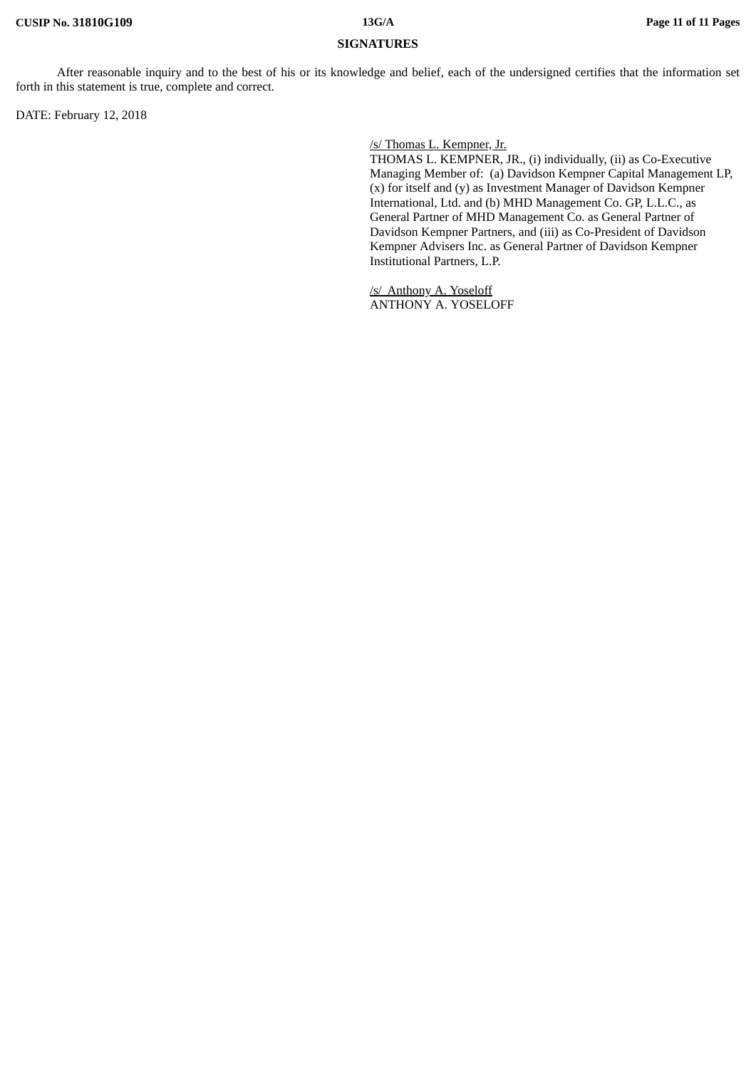## SIGNATURES

After reasonable inquiry and to the best of his or its knowledge and belief, each of the undersigned certifies that the information set forth in this statement is true, complete and correct.

DATE: February 12, 2018

/s/ Thomas L. Kempner, Jr.
THOMAS L. KEMPNER, JR., (i) individually, (ii) as Co-Executive Managing Member of: (a) Davidson Kempner Capital Management LP, (x) for itself and (y) as Investment Manager of Davidson Kempner International, Ltd. and (b) MHD Management Co. GP, L.L.C., as General Partner of MHD Management Co. as General Partner of Davidson Kempner Partners, and (iii) as Co-President of Davidson Kempner Advisers Inc. as General Partner of Davidson Kempner Institutional Partners, L.P.

/s/ Anthony A. Yoseloff
ANTHONY A. YOSELOFF